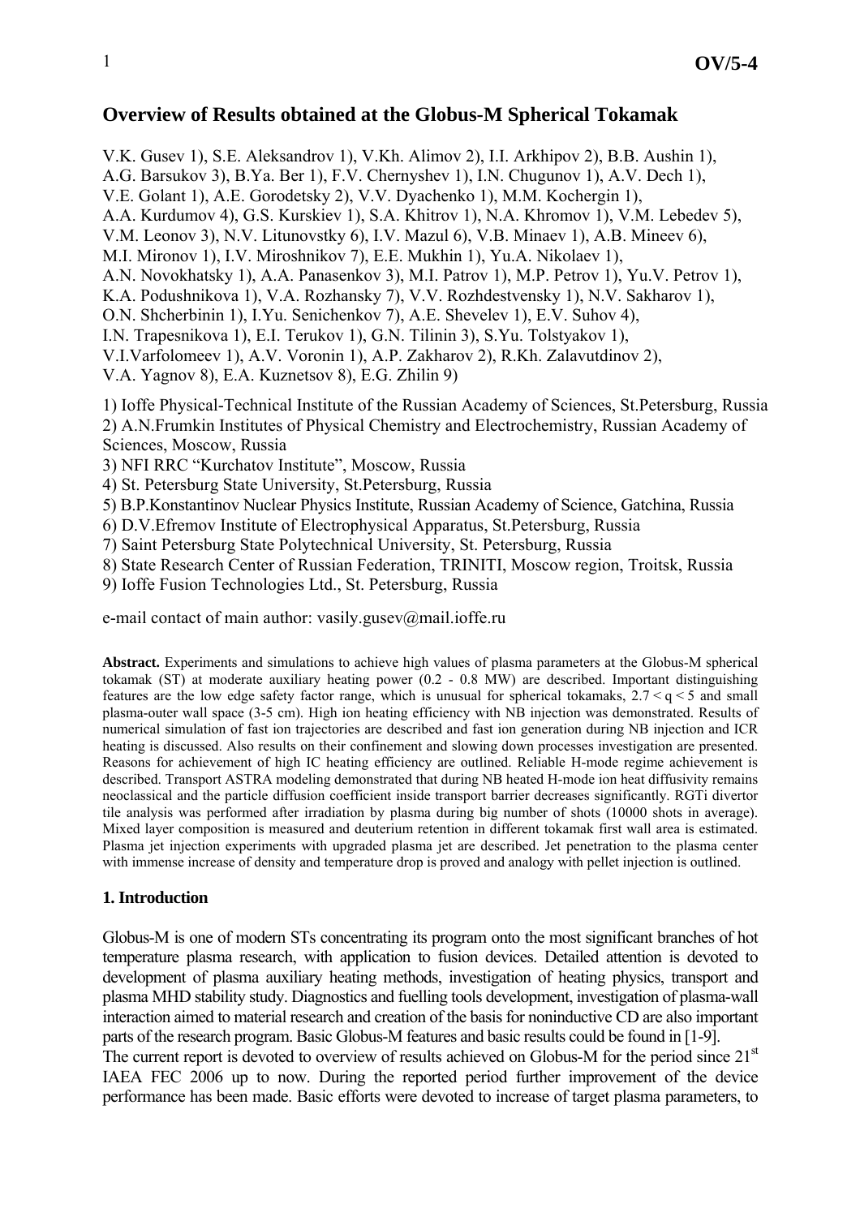# Overview of Results obtained at the Globus-M Spherical Tokamak

V.K. Gusev 1), S.E. Aleksandrov 1), V.Kh. Alimov 2), I.I. Arkhipov 2), B.B. Aushin 1), A.G. Barsukov 3), B.Ya. Ber 1), F.V. Chernyshev 1), I.N. Chugunov 1), A.V. Dech 1), V.E. Golant 1), A.E. Gorodetsky 2), V.V. Dyachenko 1), M.M. Kochergin 1), A.A. Kurdumov 4), G.S. Kurskiev 1), S.A. Khitrov 1), N.A. Khromov 1), V.M. Lebedev 5), V.M. Leonov 3), N.V. Litunovstky 6), I.V. Mazul 6), V.B. Minaev 1), A.B. Mineev 6), M.I. Mironov 1), I.V. Miroshnikov 7), E.E. Mukhin 1), Yu.A. Nikolaev 1), A.N. Novokhatsky 1), A.A. Panasenkov 3), M.I. Patrov 1), M.P. Petrov 1), Yu.V. Petrov 1), K.A. Podushnikova 1), V.A. Rozhansky 7), V.V. Rozhdestvensky 1), N.V. Sakharov 1), O.N. Shcherbinin 1), I.Yu. Senichenkov 7), A.E. Shevelev 1), E.V. Suhov 4), I.N. Trapesnikova 1), E.I. Terukov 1), G.N. Tilinin 3), S.Yu. Tolstyakov 1), V.I.Varfolomeev 1), A.V. Voronin 1), A.P. Zakharov 2), R.Kh. Zalavutdinov 2), V.A. Yagnov 8), E.A. Kuznetsov 8), E.G. Zhilin 9)

1) Ioffe Physical-Technical Institute of the Russian Academy of Sciences, St.Petersburg, Russia
2) A.N.Frumkin Institutes of Physical Chemistry and Electrochemistry, Russian Academy of Sciences, Moscow, Russia
3) NFI RRC "Kurchatov Institute", Moscow, Russia
4) St. Petersburg State University, St.Petersburg, Russia
5) B.P.Konstantinov Nuclear Physics Institute, Russian Academy of Science, Gatchina, Russia
6) D.V.Efremov Institute of Electrophysical Apparatus, St.Petersburg, Russia
7) Saint Petersburg State Polytechnical University, St. Petersburg, Russia
8) State Research Center of Russian Federation, TRINITI, Moscow region, Troitsk, Russia
9) Ioffe Fusion Technologies Ltd., St. Petersburg, Russia

e-mail contact of main author: vasily.gusev@mail.ioffe.ru

**Abstract.** Experiments and simulations to achieve high values of plasma parameters at the Globus-M spherical tokamak (ST) at moderate auxiliary heating power (0.2 - 0.8 MW) are described. Important distinguishing features are the low edge safety factor range, which is unusual for spherical tokamaks, $2.7 < q < 5$ and small plasma-outer wall space (3-5 cm). High ion heating efficiency with NB injection was demonstrated. Results of numerical simulation of fast ion trajectories are described and fast ion generation during NB injection and ICR heating is discussed. Also results on their confinement and slowing down processes investigation are presented. Reasons for achievement of high IC heating efficiency are outlined. Reliable H-mode regime achievement is described. Transport ASTRA modeling demonstrated that during NB heated H-mode ion heat diffusivity remains neoclassical and the particle diffusion coefficient inside transport barrier decreases significantly. RGTi divertor tile analysis was performed after irradiation by plasma during big number of shots (10000 shots in average). Mixed layer composition is measured and deuterium retention in different tokamak first wall area is estimated. Plasma jet injection experiments with upgraded plasma jet are described. Jet penetration to the plasma center with immense increase of density and temperature drop is proved and analogy with pellet injection is outlined.

## 1. Introduction

Globus-M is one of modern STs concentrating its program onto the most significant branches of hot temperature plasma research, with application to fusion devices. Detailed attention is devoted to development of plasma auxiliary heating methods, investigation of heating physics, transport and plasma MHD stability study. Diagnostics and fuelling tools development, investigation of plasma-wall interaction aimed to material research and creation of the basis for noninductive CD are also important parts of the research program. Basic Globus-M features and basic results could be found in [1-9].
The current report is devoted to overview of results achieved on Globus-M for the period since 21$^{st}$ IAEA FEC 2006 up to now. During the reported period further improvement of the device performance has been made. Basic efforts were devoted to increase of target plasma parameters, to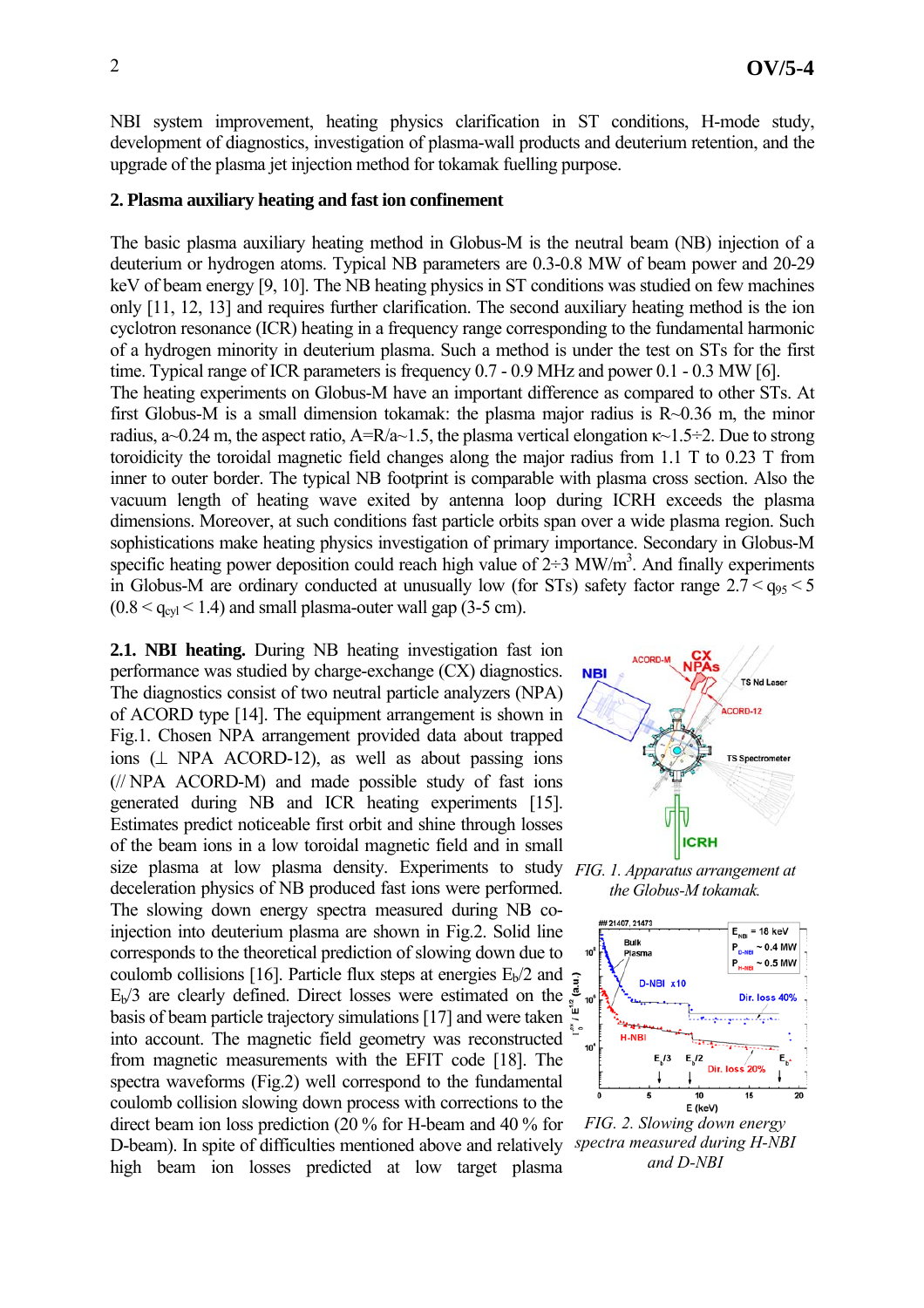NBI system improvement, heating physics clarification in ST conditions, H-mode study, development of diagnostics, investigation of plasma-wall products and deuterium retention, and the upgrade of the plasma jet injection method for tokamak fuelling purpose.

## 2. Plasma auxiliary heating and fast ion confinement

The basic plasma auxiliary heating method in Globus-M is the neutral beam (NB) injection of a deuterium or hydrogen atoms. Typical NB parameters are 0.3-0.8 MW of beam power and 20-29 keV of beam energy [9, 10]. The NB heating physics in ST conditions was studied on few machines only [11, 12, 13] and requires further clarification. The second auxiliary heating method is the ion cyclotron resonance (ICR) heating in a frequency range corresponding to the fundamental harmonic of a hydrogen minority in deuterium plasma. Such a method is under the test on STs for the first time. Typical range of ICR parameters is frequency 0.7 - 0.9 MHz and power 0.1 - 0.3 MW [6].

The heating experiments on Globus-M have an important difference as compared to other STs. At first Globus-M is a small dimension tokamak: the plasma major radius is R~0.36 m, the minor radius, a~0.24 m, the aspect ratio, A=R/a~1.5, the plasma vertical elongation κ~1.5÷2. Due to strong toroidicity the toroidal magnetic field changes along the major radius from 1.1 T to 0.23 T from inner to outer border. The typical NB footprint is comparable with plasma cross section. Also the vacuum length of heating wave exited by antenna loop during ICRH exceeds the plasma dimensions. Moreover, at such conditions fast particle orbits span over a wide plasma region. Such sophistications make heating physics investigation of primary importance. Secondary in Globus-M specific heating power deposition could reach high value of 2÷3 MW/m$^3$. And finally experiments in Globus-M are ordinary conducted at unusually low (for STs) safety factor range $2.7 < q_{95} < 5$ ($0.8 < q_{cyl} < 1.4$) and small plasma-outer wall gap (3-5 cm).

**2.1. NBI heating.** During NB heating investigation fast ion performance was studied by charge-exchange (CX) diagnostics. The diagnostics consist of two neutral particle analyzers (NPA) of ACORD type [14]. The equipment arrangement is shown in Fig.1. Chosen NPA arrangement provided data about trapped ions (⊥ NPA ACORD-12), as well as about passing ions (// NPA ACORD-M) and made possible study of fast ions generated during NB and ICR heating experiments [15]. Estimates predict noticeable first orbit and shine through losses of the beam ions in a low toroidal magnetic field and in small size plasma at low plasma density. Experiments to study deceleration physics of NB produced fast ions were performed. The slowing down energy spectra measured during NB co-injection into deuterium plasma are shown in Fig.2. Solid line corresponds to the theoretical prediction of slowing down due to coulomb collisions [16]. Particle flux steps at energies $E_b/2$ and $E_b/3$ are clearly defined. Direct losses were estimated on the basis of beam particle trajectory simulations [17] and were taken into account. The magnetic field geometry was reconstructed from magnetic measurements with the EFIT code [18]. The spectra waveforms (Fig.2) well correspond to the fundamental coulomb collision slowing down process with corrections to the direct beam ion loss prediction (20 % for H-beam and 40 % for D-beam). In spite of difficulties mentioned above and relatively high beam ion losses predicted at low target plasma

*FIG. 1. Apparatus arrangement at the Globus-M tokamak.*

*FIG. 2. Slowing down energy spectra measured during H-NBI and D-NBI*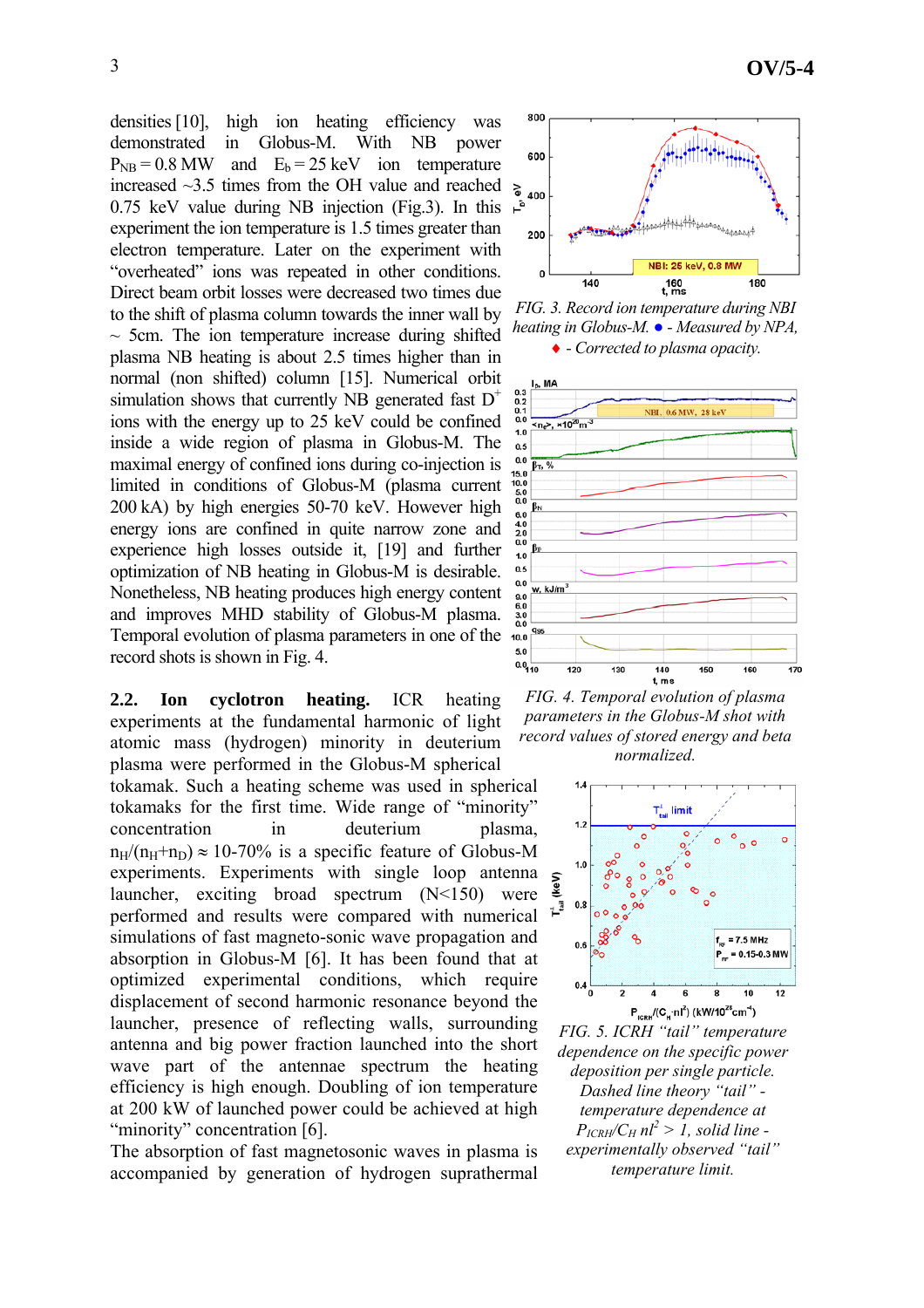densities [10], high ion heating efficiency was demonstrated in Globus-M. With NB power $P_{NB} = 0.8$ MW and $E_b = 25$ keV ion temperature increased ~3.5 times from the OH value and reached 0.75 keV value during NB injection (Fig.3). In this experiment the ion temperature is 1.5 times greater than electron temperature. Later on the experiment with "overheated" ions was repeated in other conditions. Direct beam orbit losses were decreased two times due to the shift of plasma column towards the inner wall by ~ 5cm. The ion temperature increase during shifted plasma NB heating is about 2.5 times higher than in normal (non shifted) column [15]. Numerical orbit simulation shows that currently NB generated fast $D^+$ ions with the energy up to 25 keV could be confined inside a wide region of plasma in Globus-M. The maximal energy of confined ions during co-injection is limited in conditions of Globus-M (plasma current 200 kA) by high energies 50-70 keV. However high energy ions are confined in quite narrow zone and experience high losses outside it, [19] and further optimization of NB heating in Globus-M is desirable. Nonetheless, NB heating produces high energy content and improves MHD stability of Globus-M plasma. Temporal evolution of plasma parameters in one of the record shots is shown in Fig. 4.

*FIG. 3. Record ion temperature during NBI heating in Globus-M. ● - Measured by NPA, ♦ - Corrected to plasma opacity.*

*FIG. 4. Temporal evolution of plasma parameters in the Globus-M shot with record values of stored energy and beta normalized.*

**2.2. Ion cyclotron heating.** ICR heating experiments at the fundamental harmonic of light atomic mass (hydrogen) minority in deuterium plasma were performed in the Globus-M spherical tokamak. Such a heating scheme was used in spherical tokamaks for the first time. Wide range of "minority" concentration in deuterium plasma, $n_H/(n_H+n_D) \approx 10\text{-}70\%$ is a specific feature of Globus-M experiments. Experiments with single loop antenna launcher, exciting broad spectrum (N<150) were performed and results were compared with numerical simulations of fast magneto-sonic wave propagation and absorption in Globus-M [6]. It has been found that at optimized experimental conditions, which require displacement of second harmonic resonance beyond the launcher, presence of reflecting walls, surrounding antenna and big power fraction launched into the short wave part of the antennae spectrum the heating efficiency is high enough. Doubling of ion temperature at 200 kW of launched power could be achieved at high "minority" concentration [6].

The absorption of fast magnetosonic waves in plasma is accompanied by generation of hydrogen suprathermal

*FIG. 5. ICRH "tail" temperature dependence on the specific power deposition per single particle. Dashed line theory "tail" - temperature dependence at $P_{ICRH}/C_H\, nl^2 > 1$, solid line - experimentally observed "tail" temperature limit.*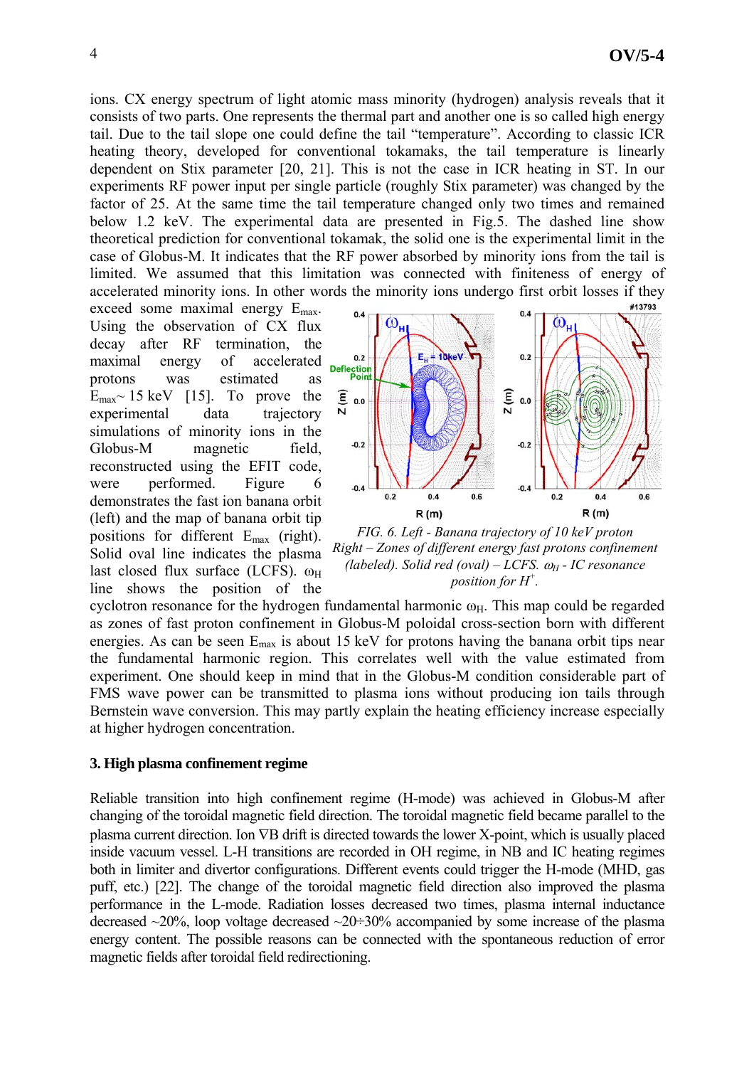ions. CX energy spectrum of light atomic mass minority (hydrogen) analysis reveals that it consists of two parts. One represents the thermal part and another one is so called high energy tail. Due to the tail slope one could define the tail "temperature". According to classic ICR heating theory, developed for conventional tokamaks, the tail temperature is linearly dependent on Stix parameter [20, 21]. This is not the case in ICR heating in ST. In our experiments RF power input per single particle (roughly Stix parameter) was changed by the factor of 25. At the same time the tail temperature changed only two times and remained below 1.2 keV. The experimental data are presented in Fig.5. The dashed line show theoretical prediction for conventional tokamak, the solid one is the experimental limit in the case of Globus-M. It indicates that the RF power absorbed by minority ions from the tail is limited. We assumed that this limitation was connected with finiteness of energy of accelerated minority ions. In other words the minority ions undergo first orbit losses if they exceed some maximal energy $E_{max}$. Using the observation of CX flux decay after RF termination, the maximal energy of accelerated protons was estimated as $E_{max}$~ 15 keV [15]. To prove the experimental data trajectory simulations of minority ions in the Globus-M magnetic field, reconstructed using the EFIT code, were performed. Figure 6 demonstrates the fast ion banana orbit (left) and the map of banana orbit tip positions for different $E_{max}$ (right). Solid oval line indicates the plasma last closed flux surface (LCFS). $\omega_H$ line shows the position of the cyclotron resonance for the hydrogen fundamental harmonic $\omega_H$. This map could be regarded as zones of fast proton confinement in Globus-M poloidal cross-section born with different energies. As can be seen $E_{max}$ is about 15 keV for protons having the banana orbit tips near the fundamental harmonic region. This correlates well with the value estimated from experiment. One should keep in mind that in the Globus-M condition considerable part of FMS wave power can be transmitted to plasma ions without producing ion tails through Bernstein wave conversion. This may partly explain the heating efficiency increase especially at higher hydrogen concentration.

*FIG. 6. Left - Banana trajectory of 10 keV proton Right – Zones of different energy fast protons confinement (labeled). Solid red (oval) – LCFS. $\omega_H$ - IC resonance position for $H^+$.*

### 3. High plasma confinement regime

Reliable transition into high confinement regime (H-mode) was achieved in Globus-M after changing of the toroidal magnetic field direction. The toroidal magnetic field became parallel to the plasma current direction. Ion ∇B drift is directed towards the lower X-point, which is usually placed inside vacuum vessel. L-H transitions are recorded in OH regime, in NB and IC heating regimes both in limiter and divertor configurations. Different events could trigger the H-mode (MHD, gas puff, etc.) [22]. The change of the toroidal magnetic field direction also improved the plasma performance in the L-mode. Radiation losses decreased two times, plasma internal inductance decreased ~20%, loop voltage decreased ~20÷30% accompanied by some increase of the plasma energy content. The possible reasons can be connected with the spontaneous reduction of error magnetic fields after toroidal field redirectioning.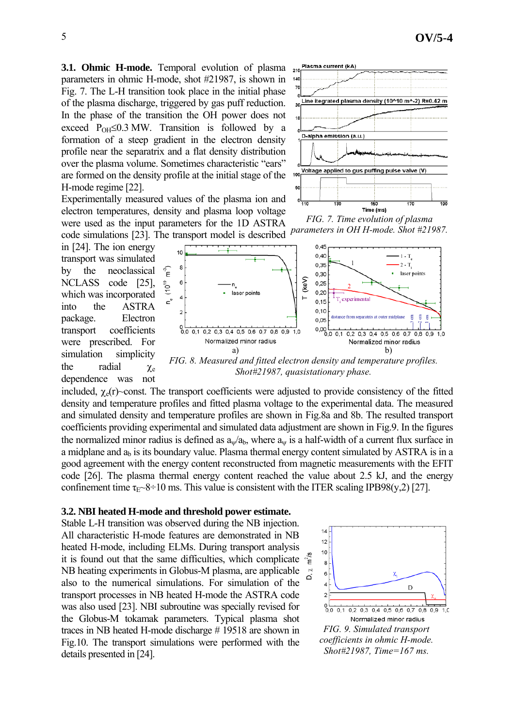**3.1. Ohmic H-mode.** Temporal evolution of plasma parameters in ohmic H-mode, shot #21987, is shown in Fig. 7. The L-H transition took place in the initial phase of the plasma discharge, triggered by gas puff reduction. In the phase of the transition the OH power does not exceed $P_{OH} \leq 0.3$ MW. Transition is followed by a formation of a steep gradient in the electron density profile near the separatrix and a flat density distribution over the plasma volume. Sometimes characteristic "ears" are formed on the density profile at the initial stage of the H-mode regime [22].

*FIG. 7. Time evolution of plasma parameters in OH H-mode. Shot #21987.*

Experimentally measured values of the plasma ion and electron temperatures, density and plasma loop voltage were used as the input parameters for the 1D ASTRA code simulations [23]. The transport model is described in [24]. The ion energy transport was simulated by the neoclassical NCLASS code [25], which was incorporated into the ASTRA package. Electron transport coefficients were prescribed. For simulation simplicity the radial $\chi_e$ dependence was not included, $\chi_e(r)$~const. The transport coefficients were adjusted to provide consistency of the fitted density and temperature profiles and fitted plasma voltage to the experimental data. The measured and simulated density and temperature profiles are shown in Fig.8a and 8b. The resulted transport coefficients providing experimental and simulated data adjustment are shown in Fig.9. In the figures the normalized minor radius is defined as $a_\psi/a_b$, where $a_\psi$ is a half-width of a current flux surface in a midplane and $a_b$ is its boundary value. Plasma thermal energy content simulated by ASTRA is in a good agreement with the energy content reconstructed from magnetic measurements with the EFIT code [26]. The plasma thermal energy content reached the value about 2.5 kJ, and the energy confinement time $\tau_E$~8÷10 ms. This value is consistent with the ITER scaling IPB98(y,2) [27].

*FIG. 8. Measured and fitted electron density and temperature profiles. Shot#21987, quasistationary phase.*

**3.2. NBI heated H-mode and threshold power estimate.**

Stable L-H transition was observed during the NB injection. All characteristic H-mode features are demonstrated in NB heated H-mode, including ELMs. During transport analysis it is found out that the same difficulties, which complicate NB heating experiments in Globus-M plasma, are applicable also to the numerical simulations. For simulation of the transport processes in NB heated H-mode the ASTRA code was also used [23]. NBI subroutine was specially revised for the Globus-M tokamak parameters. Typical plasma shot traces in NB heated H-mode discharge # 19518 are shown in Fig.10. The transport simulations were performed with the details presented in [24].

*FIG. 9. Simulated transport coefficients in ohmic H-mode. Shot#21987, Time=167 ms.*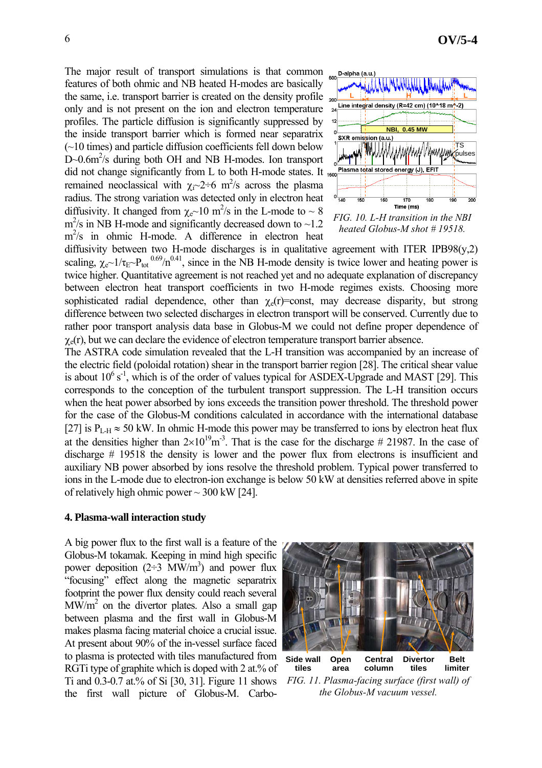The major result of transport simulations is that common features of both ohmic and NB heated H-modes are basically the same, i.e. transport barrier is created on the density profile only and is not present on the ion and electron temperature profiles. The particle diffusion is significantly suppressed by the inside transport barrier which is formed near separatrix (~10 times) and particle diffusion coefficients fell down below D~0.6m$^2$/s during both OH and NB H-modes. Ion transport did not change significantly from L to both H-mode states. It remained neoclassical with $\chi_i$~2÷6 m$^2$/s across the plasma radius. The strong variation was detected only in electron heat diffusivity. It changed from $\chi_e$~10 m$^2$/s in the L-mode to ~ 8 m$^2$/s in NB H-mode and significantly decreased down to ~1.2 m$^2$/s in ohmic H-mode. A difference in electron heat diffusivity between two H-mode discharges is in qualitative agreement with ITER IPB98(y,2) scaling, $\chi_e \sim 1/\tau_E \sim P_{tot}^{0.69}/n^{0.41}$, since in the NB H-mode density is twice lower and heating power is twice higher. Quantitative agreement is not reached yet and no adequate explanation of discrepancy between electron heat transport coefficients in two H-mode regimes exists. Choosing more sophisticated radial dependence, other than $\chi_e(r)$=const, may decrease disparity, but strong difference between two selected discharges in electron transport will be conserved. Currently due to rather poor transport analysis data base in Globus-M we could not define proper dependence of $\chi_e(r)$, but we can declare the evidence of electron temperature transport barrier absence.

*FIG. 10. L-H transition in the NBI heated Globus-M shot # 19518.*

The ASTRA code simulation revealed that the L-H transition was accompanied by an increase of the electric field (poloidal rotation) shear in the transport barrier region [28]. The critical shear value is about $10^6$ s$^{-1}$, which is of the order of values typical for ASDEX-Upgrade and MAST [29]. This corresponds to the conception of the turbulent transport suppression. The L-H transition occurs when the heat power absorbed by ions exceeds the transition power threshold. The threshold power for the case of the Globus-M conditions calculated in accordance with the international database [27] is $P_{L\text{-}H} \approx 50$ kW. In ohmic H-mode this power may be transferred to ions by electron heat flux at the densities higher than $2\times10^{19}$m$^{-3}$. That is the case for the discharge # 21987. In the case of discharge # 19518 the density is lower and the power flux from electrons is insufficient and auxiliary NB power absorbed by ions resolve the threshold problem. Typical power transferred to ions in the L-mode due to electron-ion exchange is below 50 kW at densities referred above in spite of relatively high ohmic power ~ 300 kW [24].

## 4. Plasma-wall interaction study

A big power flux to the first wall is a feature of the Globus-M tokamak. Keeping in mind high specific power deposition (2÷3 MW/m$^3$) and power flux "focusing" effect along the magnetic separatrix footprint the power flux density could reach several MW/m$^2$ on the divertor plates. Also a small gap between plasma and the first wall in Globus-M makes plasma facing material choice a crucial issue. At present about 90% of the in-vessel surface faced to plasma is protected with tiles manufactured from RGTi type of graphite which is doped with 2 at.% of Ti and 0.3-0.7 at.% of Si [30, 31]. Figure 11 shows the first wall picture of Globus-M. Carbo-

*FIG. 11. Plasma-facing surface (first wall) of the Globus-M vacuum vessel.*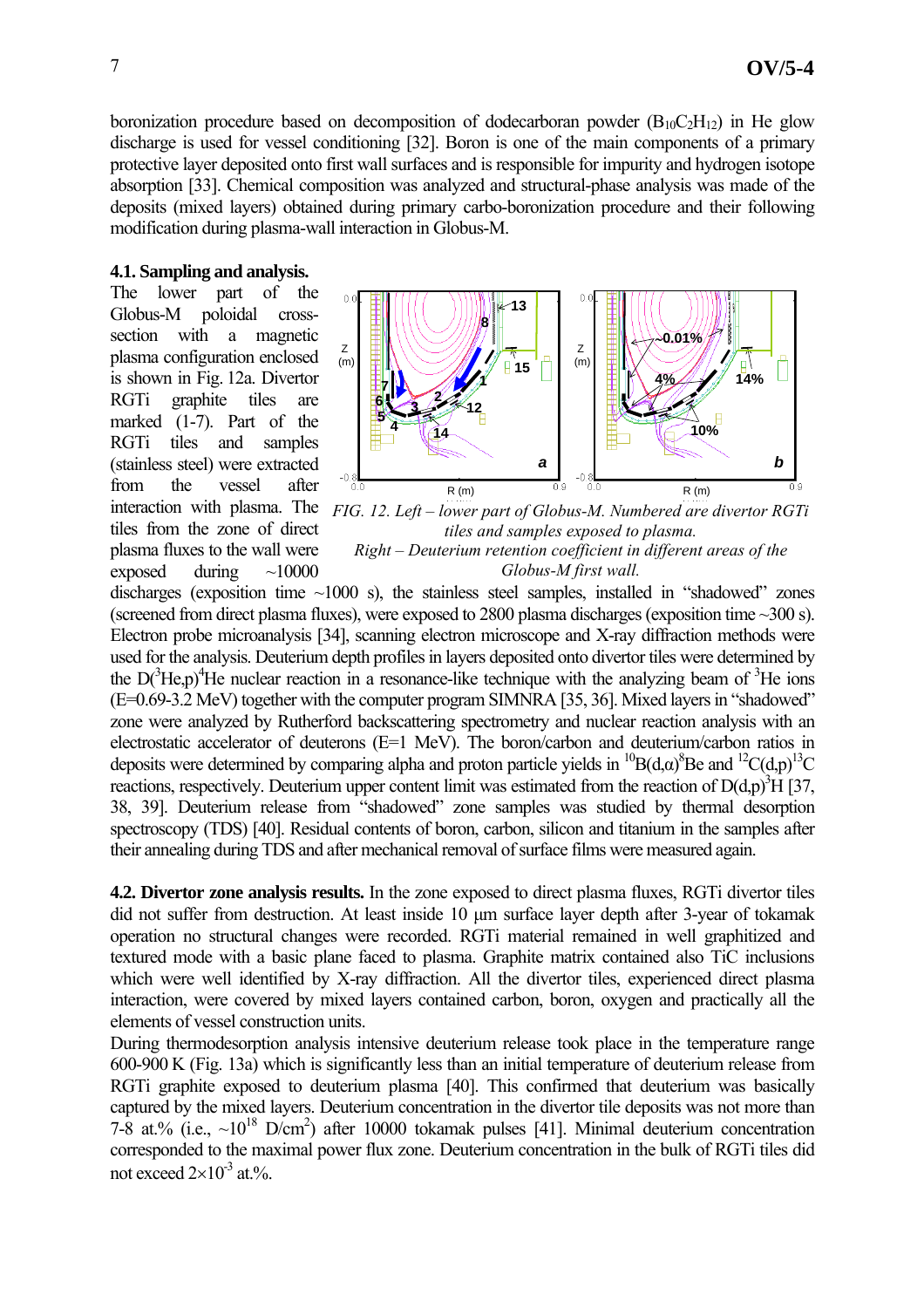boronization procedure based on decomposition of dodecarboran powder ($B_{10}C_2H_{12}$) in He glow discharge is used for vessel conditioning [32]. Boron is one of the main components of a primary protective layer deposited onto first wall surfaces and is responsible for impurity and hydrogen isotope absorption [33]. Chemical composition was analyzed and structural-phase analysis was made of the deposits (mixed layers) obtained during primary carbo-boronization procedure and their following modification during plasma-wall interaction in Globus-M.

### 4.1. Sampling and analysis.

The lower part of the Globus-M poloidal cross-section with a magnetic plasma configuration enclosed is shown in Fig. 12a. Divertor RGTi graphite tiles are marked (1-7). Part of the RGTi tiles and samples (stainless steel) were extracted from the vessel after interaction with plasma. The tiles from the zone of direct plasma fluxes to the wall were exposed during ~10000 discharges (exposition time ~1000 s), the stainless steel samples, installed in "shadowed" zones (screened from direct plasma fluxes), were exposed to 2800 plasma discharges (exposition time ~300 s). Electron probe microanalysis [34], scanning electron microscope and X-ray diffraction methods were used for the analysis. Deuterium depth profiles in layers deposited onto divertor tiles were determined by the $D(^3He,p)^4He$ nuclear reaction in a resonance-like technique with the analyzing beam of $^3He$ ions (E=0.69-3.2 MeV) together with the computer program SIMNRA [35, 36]. Mixed layers in "shadowed" zone were analyzed by Rutherford backscattering spectrometry and nuclear reaction analysis with an electrostatic accelerator of deuterons (E=1 MeV). The boron/carbon and deuterium/carbon ratios in deposits were determined by comparing alpha and proton particle yields in $^{10}B(d,\alpha)^8Be$ and $^{12}C(d,p)^{13}C$ reactions, respectively. Deuterium upper content limit was estimated from the reaction of $D(d,p)^3H$ [37, 38, 39]. Deuterium release from "shadowed" zone samples was studied by thermal desorption spectroscopy (TDS) [40]. Residual contents of boron, carbon, silicon and titanium in the samples after their annealing during TDS and after mechanical removal of surface films were measured again.

*FIG. 12. Left – lower part of Globus-M. Numbered are divertor RGTi tiles and samples exposed to plasma. Right – Deuterium retention coefficient in different areas of the Globus-M first wall.*

**4.2. Divertor zone analysis results.** In the zone exposed to direct plasma fluxes, RGTi divertor tiles did not suffer from destruction. At least inside 10 μm surface layer depth after 3-year of tokamak operation no structural changes were recorded. RGTi material remained in well graphitized and textured mode with a basic plane faced to plasma. Graphite matrix contained also TiC inclusions which were well identified by X-ray diffraction. All the divertor tiles, experienced direct plasma interaction, were covered by mixed layers contained carbon, boron, oxygen and practically all the elements of vessel construction units.

During thermodesorption analysis intensive deuterium release took place in the temperature range 600-900 K (Fig. 13a) which is significantly less than an initial temperature of deuterium release from RGTi graphite exposed to deuterium plasma [40]. This confirmed that deuterium was basically captured by the mixed layers. Deuterium concentration in the divertor tile deposits was not more than 7-8 at.% (i.e., ~$10^{18}$ D/cm$^2$) after 10000 tokamak pulses [41]. Minimal deuterium concentration corresponded to the maximal power flux zone. Deuterium concentration in the bulk of RGTi tiles did not exceed $2\times10^{-3}$ at.%.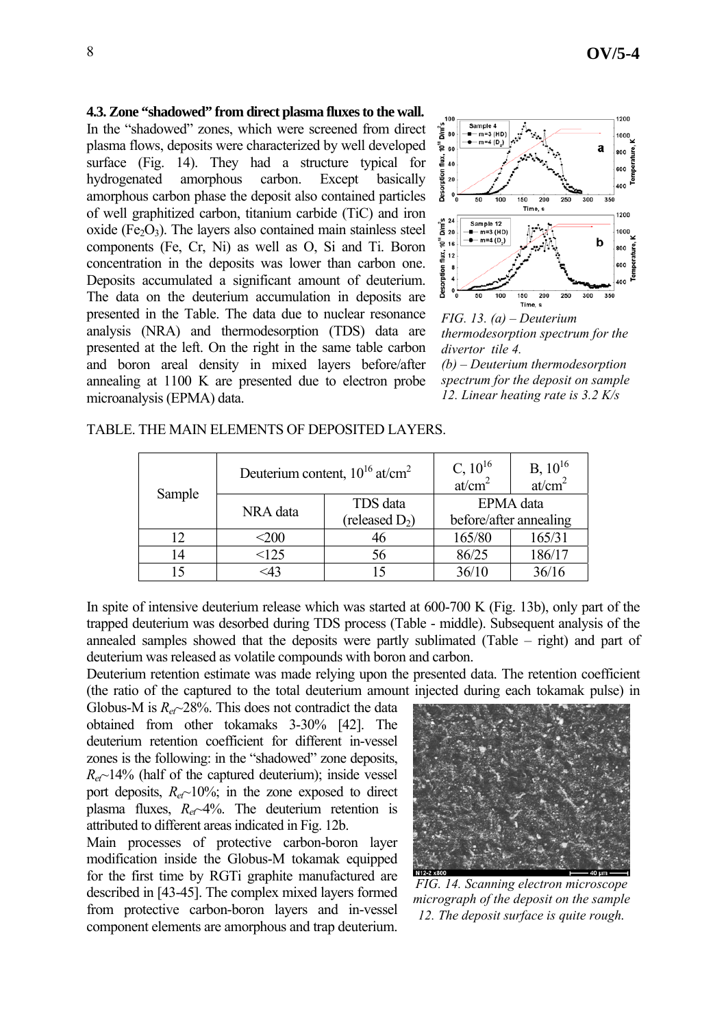### 4.3. Zone "shadowed" from direct plasma fluxes to the wall.

In the "shadowed" zones, which were screened from direct plasma flows, deposits were characterized by well developed surface (Fig. 14). They had a structure typical for hydrogenated amorphous carbon. Except basically amorphous carbon phase the deposit also contained particles of well graphitized carbon, titanium carbide (TiC) and iron oxide ($Fe_2O_3$). The layers also contained main stainless steel components (Fe, Cr, Ni) as well as O, Si and Ti. Boron concentration in the deposits was lower than carbon one. Deposits accumulated a significant amount of deuterium. The data on the deuterium accumulation in deposits are presented in the Table. The data due to nuclear resonance analysis (NRA) and thermodesorption (TDS) data are presented at the left. On the right in the same table carbon and boron areal density in mixed layers before/after annealing at 1100 K are presented due to electron probe microanalysis (EPMA) data.

*FIG. 13. (a) – Deuterium thermodesorption spectrum for the divertor tile 4.*
*(b) – Deuterium thermodesorption spectrum for the deposit on sample 12. Linear heating rate is 3.2 K/s*

TABLE. THE MAIN ELEMENTS OF DEPOSITED LAYERS.

| Sample | Deuterium content, $10^{16}$ at/cm$^2$ | | C, $10^{16}$ at/cm$^2$ | B, $10^{16}$ at/cm$^2$ |
|---|---|---|---|---|
| | NRA data | TDS data (released $D_2$) | EPMA data before/after annealing | |
| 12 | <200 | 46 | 165/80 | 165/31 |
| 14 | <125 | 56 | 86/25 | 186/17 |
| 15 | <43 | 15 | 36/10 | 36/16 |

In spite of intensive deuterium release which was started at 600-700 K (Fig. 13b), only part of the trapped deuterium was desorbed during TDS process (Table - middle). Subsequent analysis of the annealed samples showed that the deposits were partly sublimated (Table – right) and part of deuterium was released as volatile compounds with boron and carbon.

Deuterium retention estimate was made relying upon the presented data. The retention coefficient (the ratio of the captured to the total deuterium amount injected during each tokamak pulse) in Globus-M is $R_{ef}$~28%. This does not contradict the data obtained from other tokamaks 3-30% [42]. The deuterium retention coefficient for different in-vessel zones is the following: in the "shadowed" zone deposits, $R_{ef}$~14% (half of the captured deuterium); inside vessel port deposits, $R_{ef}$~10%; in the zone exposed to direct plasma fluxes, $R_{ef}$~4%. The deuterium retention is attributed to different areas indicated in Fig. 12b.

Main processes of protective carbon-boron layer modification inside the Globus-M tokamak equipped for the first time by RGTi graphite manufactured are described in [43-45]. The complex mixed layers formed from protective carbon-boron layers and in-vessel component elements are amorphous and trap deuterium.

*FIG. 14. Scanning electron microscope micrograph of the deposit on the sample 12. The deposit surface is quite rough.*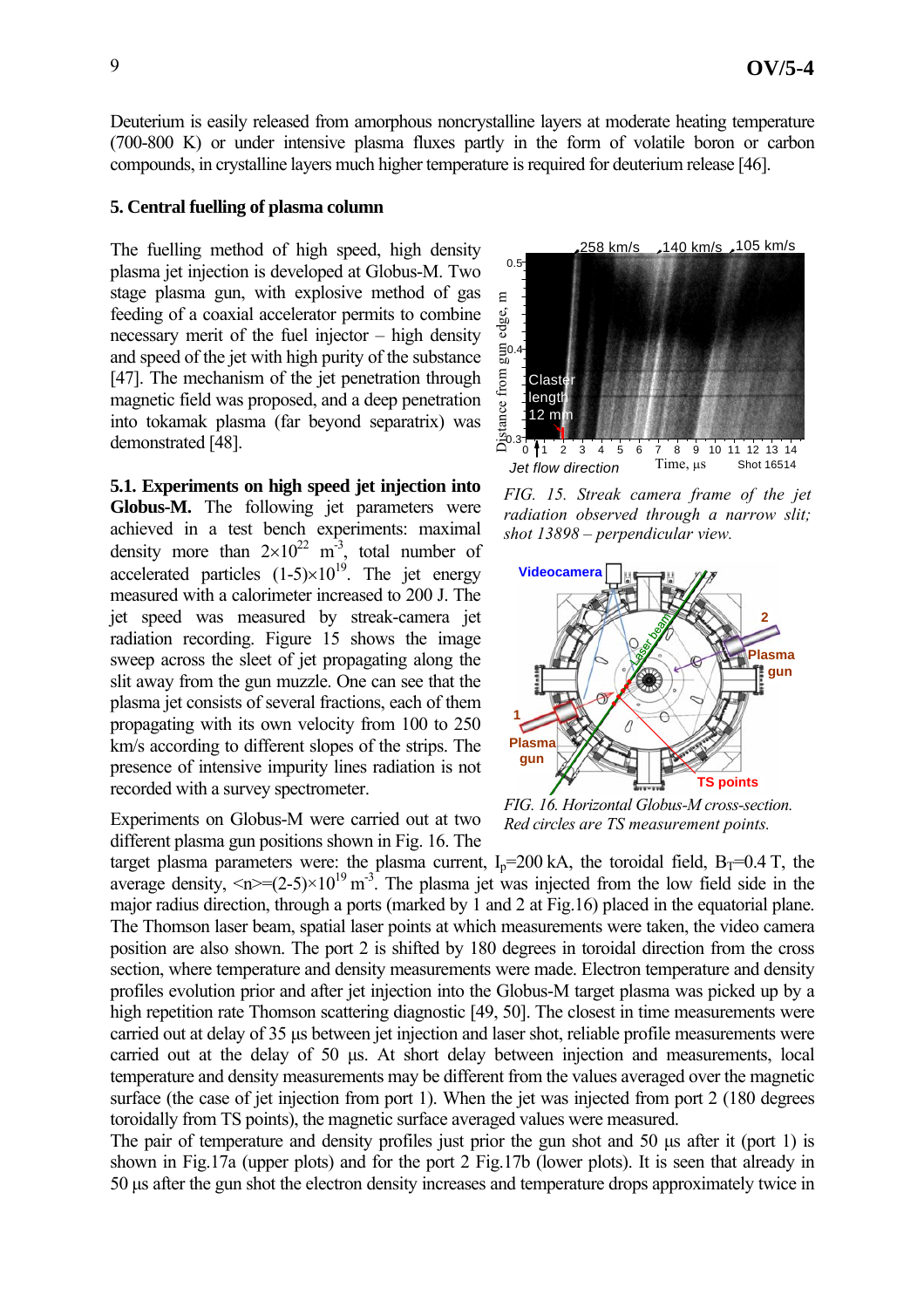Deuterium is easily released from amorphous noncrystalline layers at moderate heating temperature (700-800 K) or under intensive plasma fluxes partly in the form of volatile boron or carbon compounds, in crystalline layers much higher temperature is required for deuterium release [46].

## 5. Central fuelling of plasma column

The fuelling method of high speed, high density plasma jet injection is developed at Globus-M. Two stage plasma gun, with explosive method of gas feeding of a coaxial accelerator permits to combine necessary merit of the fuel injector – high density and speed of the jet with high purity of the substance [47]. The mechanism of the jet penetration through magnetic field was proposed, and a deep penetration into tokamak plasma (far beyond separatrix) was demonstrated [48].

**5.1. Experiments on high speed jet injection into Globus-M.** The following jet parameters were achieved in a test bench experiments: maximal density more than $2\times10^{22}$ m$^{-3}$, total number of accelerated particles $(1\text{-}5)\times10^{19}$. The jet energy measured with a calorimeter increased to 200 J. The jet speed was measured by streak-camera jet radiation recording. Figure 15 shows the image sweep across the sleet of jet propagating along the slit away from the gun muzzle. One can see that the plasma jet consists of several fractions, each of them propagating with its own velocity from 100 to 250 km/s according to different slopes of the strips. The presence of intensive impurity lines radiation is not recorded with a survey spectrometer.

*FIG. 15. Streak camera frame of the jet radiation observed through a narrow slit; shot 13898 – perpendicular view.*

*FIG. 16. Horizontal Globus-M cross-section. Red circles are TS measurement points.*

Experiments on Globus-M were carried out at two different plasma gun positions shown in Fig. 16. The target plasma parameters were: the plasma current, $I_p$=200 kA, the toroidal field, $B_T$=0.4 T, the average density, $\langle n\rangle=(2\text{-}5)\times10^{19}$ m$^{-3}$. The plasma jet was injected from the low field side in the major radius direction, through a ports (marked by 1 and 2 at Fig.16) placed in the equatorial plane. The Thomson laser beam, spatial laser points at which measurements were taken, the video camera position are also shown. The port 2 is shifted by 180 degrees in toroidal direction from the cross section, where temperature and density measurements were made. Electron temperature and density profiles evolution prior and after jet injection into the Globus-M target plasma was picked up by a high repetition rate Thomson scattering diagnostic [49, 50]. The closest in time measurements were carried out at delay of 35 µs between jet injection and laser shot, reliable profile measurements were carried out at the delay of 50 µs. At short delay between injection and measurements, local temperature and density measurements may be different from the values averaged over the magnetic surface (the case of jet injection from port 1). When the jet was injected from port 2 (180 degrees toroidally from TS points), the magnetic surface averaged values were measured.

The pair of temperature and density profiles just prior the gun shot and 50 µs after it (port 1) is shown in Fig.17a (upper plots) and for the port 2 Fig.17b (lower plots). It is seen that already in 50 µs after the gun shot the electron density increases and temperature drops approximately twice in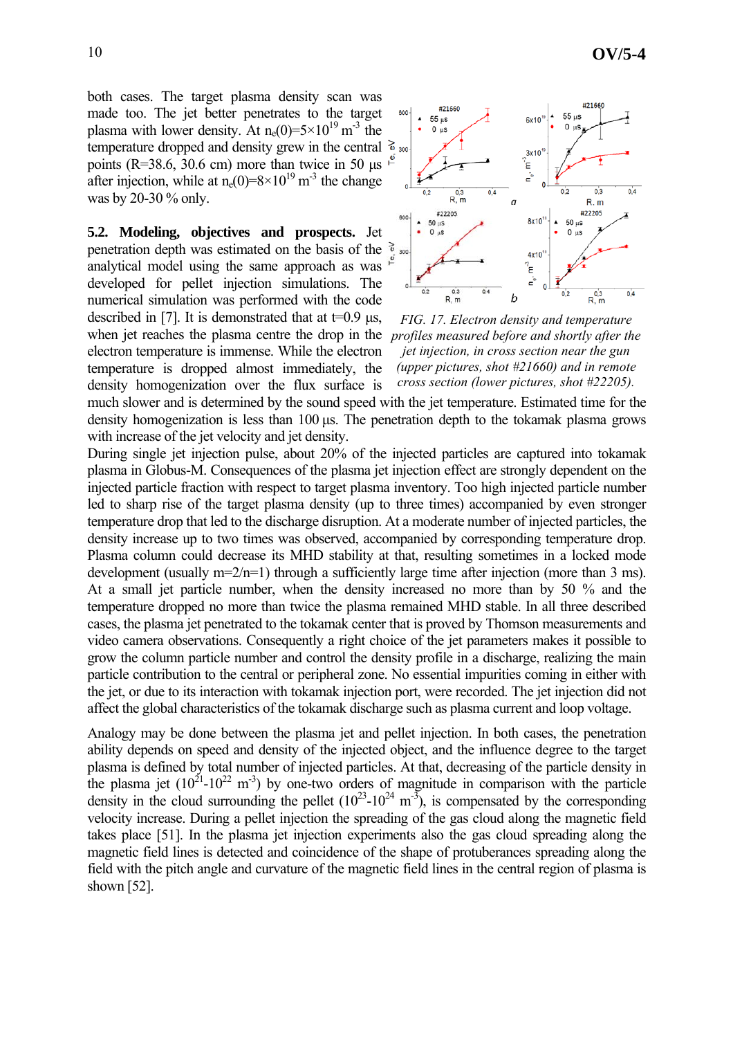both cases. The target plasma density scan was made too. The jet better penetrates to the target plasma with lower density. At $n_e(0)=5\times10^{19}$ m$^{-3}$ the temperature dropped and density grew in the central points (R=38.6, 30.6 cm) more than twice in 50 µs after injection, while at $n_e(0)=8\times10^{19}$ m$^{-3}$ the change was by 20-30 % only.

FIG. 17. Electron density and temperature profiles measured before and shortly after the jet injection, in cross section near the gun (upper pictures, shot #21660) and in remote cross section (lower pictures, shot #22205).

**5.2. Modeling, objectives and prospects.** Jet penetration depth was estimated on the basis of the analytical model using the same approach as was developed for pellet injection simulations. The numerical simulation was performed with the code described in [7]. It is demonstrated that at t=0.9 µs, when jet reaches the plasma centre the drop in the electron temperature is immense. While the electron temperature is dropped almost immediately, the density homogenization over the flux surface is much slower and is determined by the sound speed with the jet temperature. Estimated time for the density homogenization is less than 100 µs. The penetration depth to the tokamak plasma grows with increase of the jet velocity and jet density.

During single jet injection pulse, about 20% of the injected particles are captured into tokamak plasma in Globus-M. Consequences of the plasma jet injection effect are strongly dependent on the injected particle fraction with respect to target plasma inventory. Too high injected particle number led to sharp rise of the target plasma density (up to three times) accompanied by even stronger temperature drop that led to the discharge disruption. At a moderate number of injected particles, the density increase up to two times was observed, accompanied by corresponding temperature drop. Plasma column could decrease its MHD stability at that, resulting sometimes in a locked mode development (usually m=2/n=1) through a sufficiently large time after injection (more than 3 ms). At a small jet particle number, when the density increased no more than by 50 % and the temperature dropped no more than twice the plasma remained MHD stable. In all three described cases, the plasma jet penetrated to the tokamak center that is proved by Thomson measurements and video camera observations. Consequently a right choice of the jet parameters makes it possible to grow the column particle number and control the density profile in a discharge, realizing the main particle contribution to the central or peripheral zone. No essential impurities coming in either with the jet, or due to its interaction with tokamak injection port, were recorded. The jet injection did not affect the global characteristics of the tokamak discharge such as plasma current and loop voltage.

Analogy may be done between the plasma jet and pellet injection. In both cases, the penetration ability depends on speed and density of the injected object, and the influence degree to the target plasma is defined by total number of injected particles. At that, decreasing of the particle density in the plasma jet ($10^{21}$-$10^{22}$ m$^{-3}$) by one-two orders of magnitude in comparison with the particle density in the cloud surrounding the pellet ($10^{23}$-$10^{24}$ m$^{-3}$), is compensated by the corresponding velocity increase. During a pellet injection the spreading of the gas cloud along the magnetic field takes place [51]. In the plasma jet injection experiments also the gas cloud spreading along the magnetic field lines is detected and coincidence of the shape of protuberances spreading along the field with the pitch angle and curvature of the magnetic field lines in the central region of plasma is shown [52].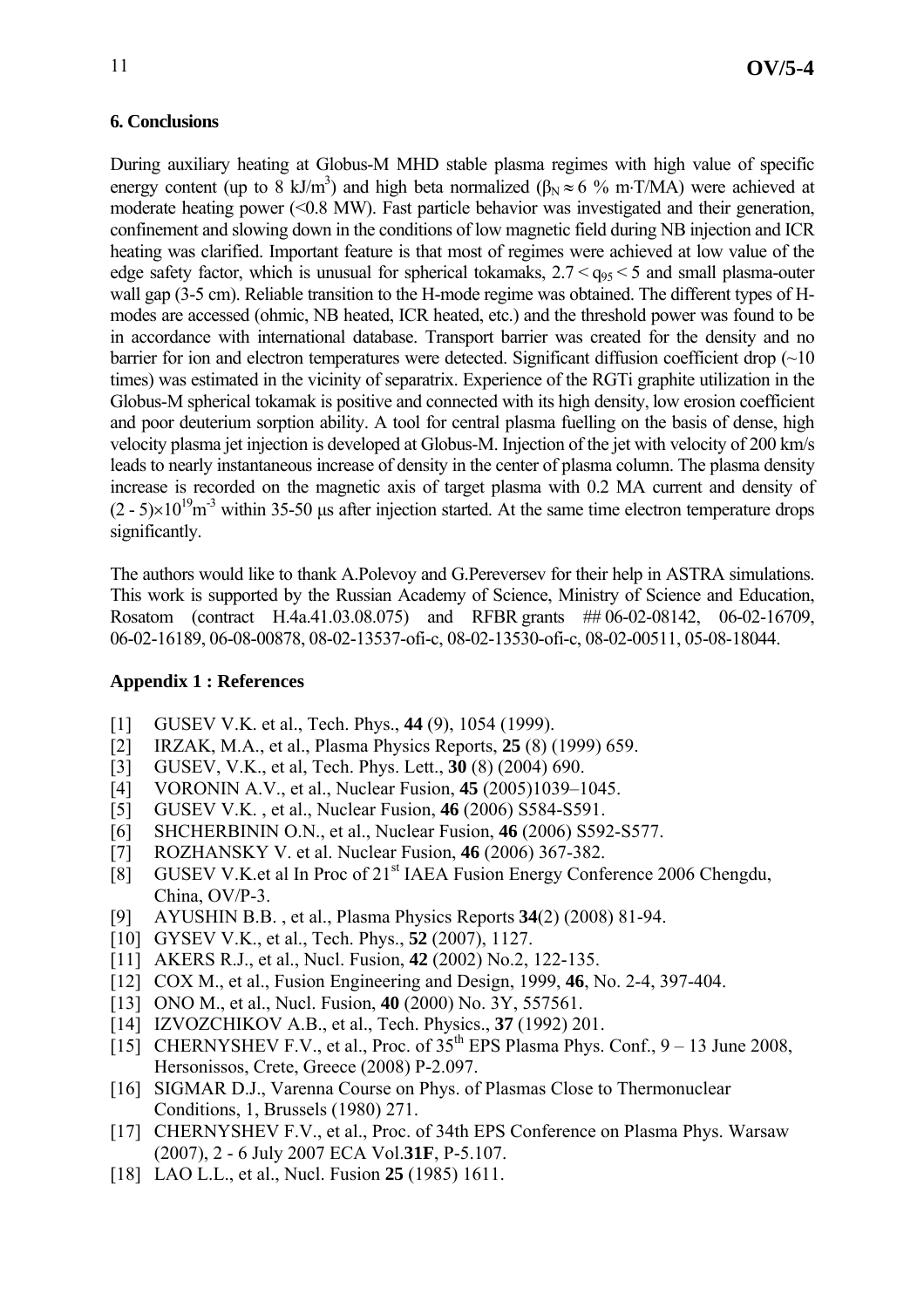## 6. Conclusions

During auxiliary heating at Globus-M MHD stable plasma regimes with high value of specific energy content (up to 8 kJ/m$^3$) and high beta normalized ($\beta_N \approx 6$ % m·T/MA) were achieved at moderate heating power (<0.8 MW). Fast particle behavior was investigated and their generation, confinement and slowing down in the conditions of low magnetic field during NB injection and ICR heating was clarified. Important feature is that most of regimes were achieved at low value of the edge safety factor, which is unusual for spherical tokamaks, $2.7 < q_{95} < 5$ and small plasma-outer wall gap (3-5 cm). Reliable transition to the H-mode regime was obtained. The different types of H-modes are accessed (ohmic, NB heated, ICR heated, etc.) and the threshold power was found to be in accordance with international database. Transport barrier was created for the density and no barrier for ion and electron temperatures were detected. Significant diffusion coefficient drop (~10 times) was estimated in the vicinity of separatrix. Experience of the RGTi graphite utilization in the Globus-M spherical tokamak is positive and connected with its high density, low erosion coefficient and poor deuterium sorption ability. A tool for central plasma fuelling on the basis of dense, high velocity plasma jet injection is developed at Globus-M. Injection of the jet with velocity of 200 km/s leads to nearly instantaneous increase of density in the center of plasma column. The plasma density increase is recorded on the magnetic axis of target plasma with 0.2 MA current and density of $(2 - 5)\times10^{19}$m$^{-3}$ within 35-50 μs after injection started. At the same time electron temperature drops significantly.

The authors would like to thank A.Polevoy and G.Pereversev for their help in ASTRA simulations. This work is supported by the Russian Academy of Science, Ministry of Science and Education, Rosatom (contract H.4a.41.03.08.075) and RFBR grants ## 06-02-08142, 06-02-16709, 06-02-16189, 06-08-00878, 08-02-13537-ofi-c, 08-02-13530-ofi-c, 08-02-00511, 05-08-18044.

## Appendix 1 : References

[1] GUSEV V.K. et al., Tech. Phys., **44** (9), 1054 (1999).
[2] IRZAK, M.A., et al., Plasma Physics Reports, **25** (8) (1999) 659.
[3] GUSEV, V.K., et al, Tech. Phys. Lett., **30** (8) (2004) 690.
[4] VORONIN A.V., et al., Nuclear Fusion, **45** (2005)1039–1045.
[5] GUSEV V.K. , et al., Nuclear Fusion, **46** (2006) S584-S591.
[6] SHCHERBININ O.N., et al., Nuclear Fusion, **46** (2006) S592-S577.
[7] ROZHANSKY V. et al. Nuclear Fusion, **46** (2006) 367-382.
[8] GUSEV V.K.et al In Proc of 21st IAEA Fusion Energy Conference 2006 Chengdu, China, OV/P-3.
[9] AYUSHIN B.B. , et al., Plasma Physics Reports **34**(2) (2008) 81-94.
[10] GYSEV V.K., et al., Tech. Phys., **52** (2007), 1127.
[11] AKERS R.J., et al., Nucl. Fusion, **42** (2002) No.2, 122-135.
[12] COX M., et al., Fusion Engineering and Design, 1999, **46**, No. 2-4, 397-404.
[13] ONO M., et al., Nucl. Fusion, **40** (2000) No. 3Y, 557561.
[14] IZVOZCHIKOV A.B., et al., Tech. Physics., **37** (1992) 201.
[15] CHERNYSHEV F.V., et al., Proc. of 35th EPS Plasma Phys. Conf., 9 – 13 June 2008, Hersonissos, Crete, Greece (2008) P-2.097.
[16] SIGMAR D.J., Varenna Course on Phys. of Plasmas Close to Thermonuclear Conditions, 1, Brussels (1980) 271.
[17] CHERNYSHEV F.V., et al., Proc. of 34th EPS Conference on Plasma Phys. Warsaw (2007), 2 - 6 July 2007 ECA Vol.**31F**, P-5.107.
[18] LAO L.L., et al., Nucl. Fusion **25** (1985) 1611.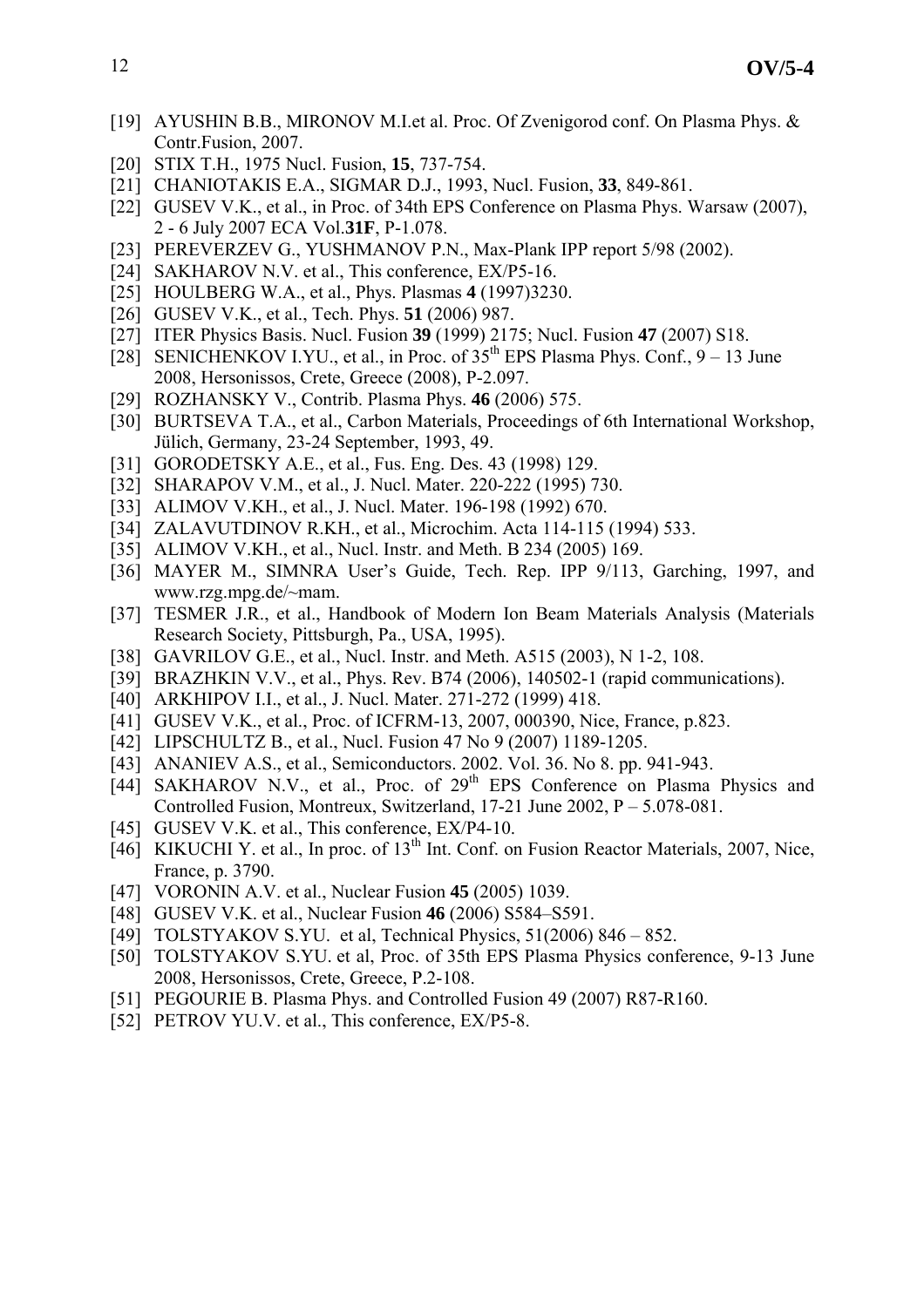[19] AYUSHIN B.B., MIRONOV M.I.et al. Proc. Of Zvenigorod conf. On Plasma Phys. & Contr.Fusion, 2007.

[20] STIX T.H., 1975 Nucl. Fusion, **15**, 737-754.

[21] CHANIOTAKIS E.A., SIGMAR D.J., 1993, Nucl. Fusion, **33**, 849-861.

[22] GUSEV V.K., et al., in Proc. of 34th EPS Conference on Plasma Phys. Warsaw (2007), 2 - 6 July 2007 ECA Vol.**31F**, P-1.078.

[23] PEREVERZEV G., YUSHMANOV P.N., Max-Plank IPP report 5/98 (2002).

[24] SAKHAROV N.V. et al., This conference, EX/P5-16.

[25] HOULBERG W.A., et al., Phys. Plasmas **4** (1997)3230.

[26] GUSEV V.K., et al., Tech. Phys. **51** (2006) 987.

[27] ITER Physics Basis. Nucl. Fusion **39** (1999) 2175; Nucl. Fusion **47** (2007) S18.

[28] SENICHENKOV I.YU., et al., in Proc. of 35th EPS Plasma Phys. Conf., 9 – 13 June 2008, Hersonissos, Crete, Greece (2008), P-2.097.

[29] ROZHANSKY V., Contrib. Plasma Phys. **46** (2006) 575.

[30] BURTSEVA T.A., et al., Carbon Materials, Proceedings of 6th International Workshop, Jülich, Germany, 23-24 September, 1993, 49.

[31] GORODETSKY A.E., et al., Fus. Eng. Des. 43 (1998) 129.

[32] SHARAPOV V.M., et al., J. Nucl. Mater. 220-222 (1995) 730.

[33] ALIMOV V.KH., et al., J. Nucl. Mater. 196-198 (1992) 670.

[34] ZALAVUTDINOV R.KH., et al., Microchim. Acta 114-115 (1994) 533.

[35] ALIMOV V.KH., et al., Nucl. Instr. and Meth. B 234 (2005) 169.

[36] MAYER M., SIMNRA User's Guide, Tech. Rep. IPP 9/113, Garching, 1997, and www.rzg.mpg.de/~mam.

[37] TESMER J.R., et al., Handbook of Modern Ion Beam Materials Analysis (Materials Research Society, Pittsburgh, Pa., USA, 1995).

[38] GAVRILOV G.E., et al., Nucl. Instr. and Meth. A515 (2003), N 1-2, 108.

[39] BRAZHKIN V.V., et al., Phys. Rev. B74 (2006), 140502-1 (rapid communications).

[40] ARKHIPOV I.I., et al., J. Nucl. Mater. 271-272 (1999) 418.

[41] GUSEV V.K., et al., Proc. of ICFRM-13, 2007, 000390, Nice, France, p.823.

[42] LIPSCHULTZ B., et al., Nucl. Fusion 47 No 9 (2007) 1189-1205.

[43] ANANIEV A.S., et al., Semiconductors. 2002. Vol. 36. No 8. pp. 941-943.

[44] SAKHAROV N.V., et al., Proc. of 29th EPS Conference on Plasma Physics and Controlled Fusion, Montreux, Switzerland, 17-21 June 2002, P – 5.078-081.

[45] GUSEV V.K. et al., This conference, EX/P4-10.

[46] KIKUCHI Y. et al., In proc. of 13th Int. Conf. on Fusion Reactor Materials, 2007, Nice, France, p. 3790.

[47] VORONIN A.V. et al., Nuclear Fusion **45** (2005) 1039.

[48] GUSEV V.K. et al., Nuclear Fusion **46** (2006) S584–S591.

[49] TOLSTYAKOV S.YU. et al, Technical Physics, 51(2006) 846 – 852.

[50] TOLSTYAKOV S.YU. et al, Proc. of 35th EPS Plasma Physics conference, 9-13 June 2008, Hersonissos, Crete, Greece, P.2-108.

[51] PEGOURIE B. Plasma Phys. and Controlled Fusion 49 (2007) R87-R160.

[52] PETROV YU.V. et al., This conference, EX/P5-8.